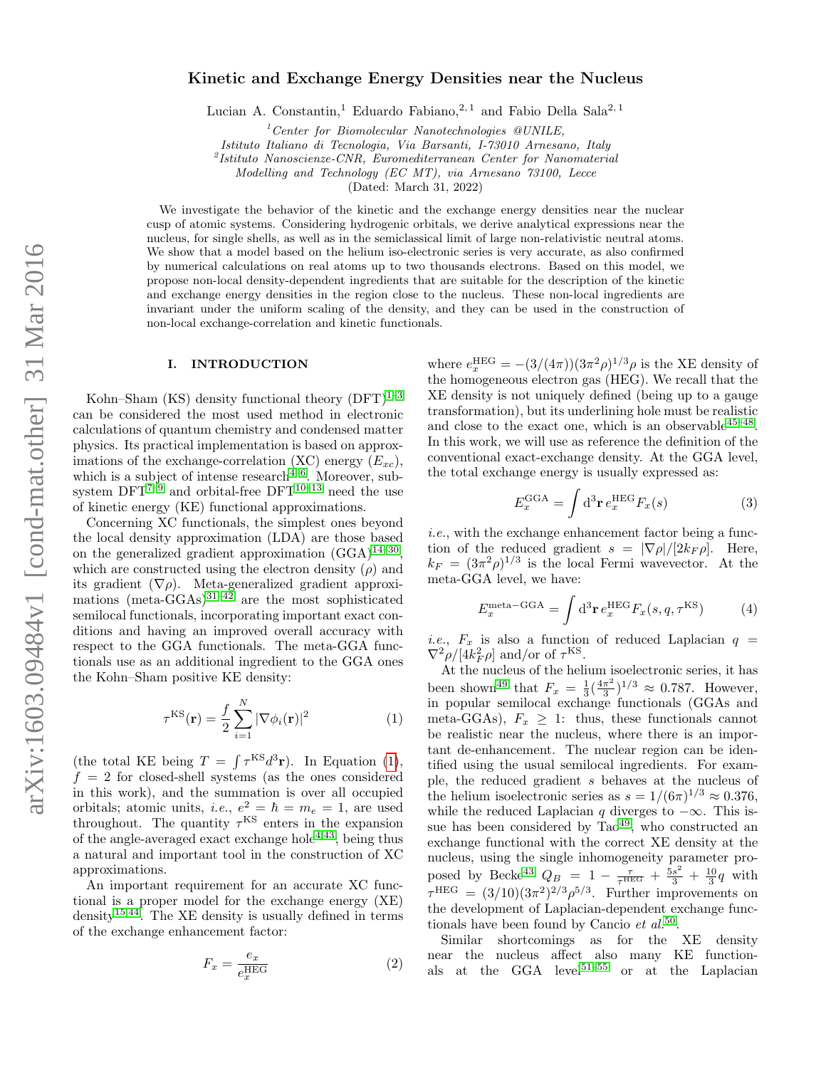# Kinetic and Exchange Energy Densities near the Nucleus

Lucian A. Constantin,[1] Eduardo Fabiano,[2,1] and Fabio Della Sala[2,1]

[1]*Center for Biomolecular Nanotechnologies @UNILE, Istituto Italiano di Tecnologia, Via Barsanti, I-73010 Arnesano, Italy*
[2]*Istituto Nanoscienze-CNR, Euromediterranean Center for Nanomaterial Modelling and Technology (EC MT), via Arnesano 73100, Lecce*

(Dated: March 31, 2022)

We investigate the behavior of the kinetic and the exchange energy densities near the nuclear cusp of atomic systems. Considering hydrogenic orbitals, we derive analytical expressions near the nucleus, for single shells, as well as in the semiclassical limit of large non-relativistic neutral atoms. We show that a model based on the helium iso-electronic series is very accurate, as also confirmed by numerical calculations on real atoms up to two thousands electrons. Based on this model, we propose non-local density-dependent ingredients that are suitable for the description of the kinetic and exchange energy densities in the region close to the nucleus. These non-local ingredients are invariant under the uniform scaling of the density, and they can be used in the construction of non-local exchange-correlation and kinetic functionals.

## I. INTRODUCTION

Kohn–Sham (KS) density functional theory (DFT)[1–3] can be considered the most used method in electronic calculations of quantum chemistry and condensed matter physics. Its practical implementation is based on approximations of the exchange-correlation (XC) energy ($E_{xc}$), which is a subject of intense research[4–6]. Moreover, subsystem DFT[7–9] and orbital-free DFT[10–13] need the use of kinetic energy (KE) functional approximations.

Concerning XC functionals, the simplest ones beyond the local density approximation (LDA) are those based on the generalized gradient approximation (GGA)[14–30], which are constructed using the electron density ($\rho$) and its gradient ($\nabla\rho$). Meta-generalized gradient approximations (meta-GGAs)[31–42] are the most sophisticated semilocal functionals, incorporating important exact conditions and having an improved overall accuracy with respect to the GGA functionals. The meta-GGA functionals use as an additional ingredient to the GGA ones the Kohn–Sham positive KE density:

$$\tau^{\mathrm{KS}}(\mathbf{r}) = \frac{f}{2}\sum_{i=1}^{N}|\nabla\phi_i(\mathbf{r})|^2 \tag{1}$$

(the total KE being $T = \int \tau^{\mathrm{KS}} d^3\mathbf{r}$). In Equation (1), $f = 2$ for closed-shell systems (as the ones considered in this work), and the summation is over all occupied orbitals; atomic units, *i.e.*, $e^2 = \hbar = m_e = 1$, are used throughout. The quantity $\tau^{\mathrm{KS}}$ enters in the expansion of the angle-averaged exact exchange hole[4,43], being thus a natural and important tool in the construction of XC approximations.

An important requirement for an accurate XC functional is a proper model for the exchange energy (XE) density[15,44]. The XE density is usually defined in terms of the exchange enhancement factor:

$$F_x = \frac{e_x}{e_x^{\mathrm{HEG}}} \tag{2}$$

where $e_x^{\mathrm{HEG}} = -(3/(4\pi))(3\pi^2\rho)^{1/3}\rho$ is the XE density of the homogeneous electron gas (HEG). We recall that the XE density is not uniquely defined (being up to a gauge transformation), but its underlining hole must be realistic and close to the exact one, which is an observable[45–48]. In this work, we will use as reference the definition of the conventional exact-exchange density. At the GGA level, the total exchange energy is usually expressed as:

$$E_x^{\mathrm{GGA}} = \int \mathrm{d}^3\mathbf{r}\, e_x^{\mathrm{HEG}} F_x(s) \tag{3}$$

*i.e.*, with the exchange enhancement factor being a function of the reduced gradient $s = |\nabla\rho|/[2k_F\rho]$. Here, $k_F = (3\pi^2\rho)^{1/3}$ is the local Fermi wavevector. At the meta-GGA level, we have:

$$E_x^{\mathrm{meta-GGA}} = \int \mathrm{d}^3\mathbf{r}\, e_x^{\mathrm{HEG}} F_x(s, q, \tau^{\mathrm{KS}}) \tag{4}$$

*i.e.*, $F_x$ is also a function of reduced Laplacian $q = \nabla^2\rho/[4k_F^2\rho]$ and/or of $\tau^{\mathrm{KS}}$.

At the nucleus of the helium isoelectronic series, it has been shown[49] that $F_x = \frac{1}{3}(\frac{4\pi^2}{3})^{1/3} \approx 0.787$. However, in popular semilocal exchange functionals (GGAs and meta-GGAs), $F_x \geq 1$: thus, these functionals cannot be realistic near the nucleus, where there is an important de-enhancement. The nuclear region can be identified using the usual semilocal ingredients. For example, the reduced gradient $s$ behaves at the nucleus of the helium isoelectronic series as $s = 1/(6\pi)^{1/3} \approx 0.376$, while the reduced Laplacian $q$ diverges to $-\infty$. This issue has been considered by Tao[49], who constructed an exchange functional with the correct XE density at the nucleus, using the single inhomogeneity parameter proposed by Becke[43] $Q_B = 1 - \frac{\tau}{\tau^{\mathrm{HEG}}} + \frac{5s^2}{3} + \frac{10}{3}q$ with $\tau^{\mathrm{HEG}} = (3/10)(3\pi^2)^{2/3}\rho^{5/3}$. Further improvements on the development of Laplacian-dependent exchange functionals have been found by Cancio *et al.*[50].

Similar shortcomings as for the XE density near the nucleus affect also many KE functionals at the GGA level[51–55] or at the Laplacian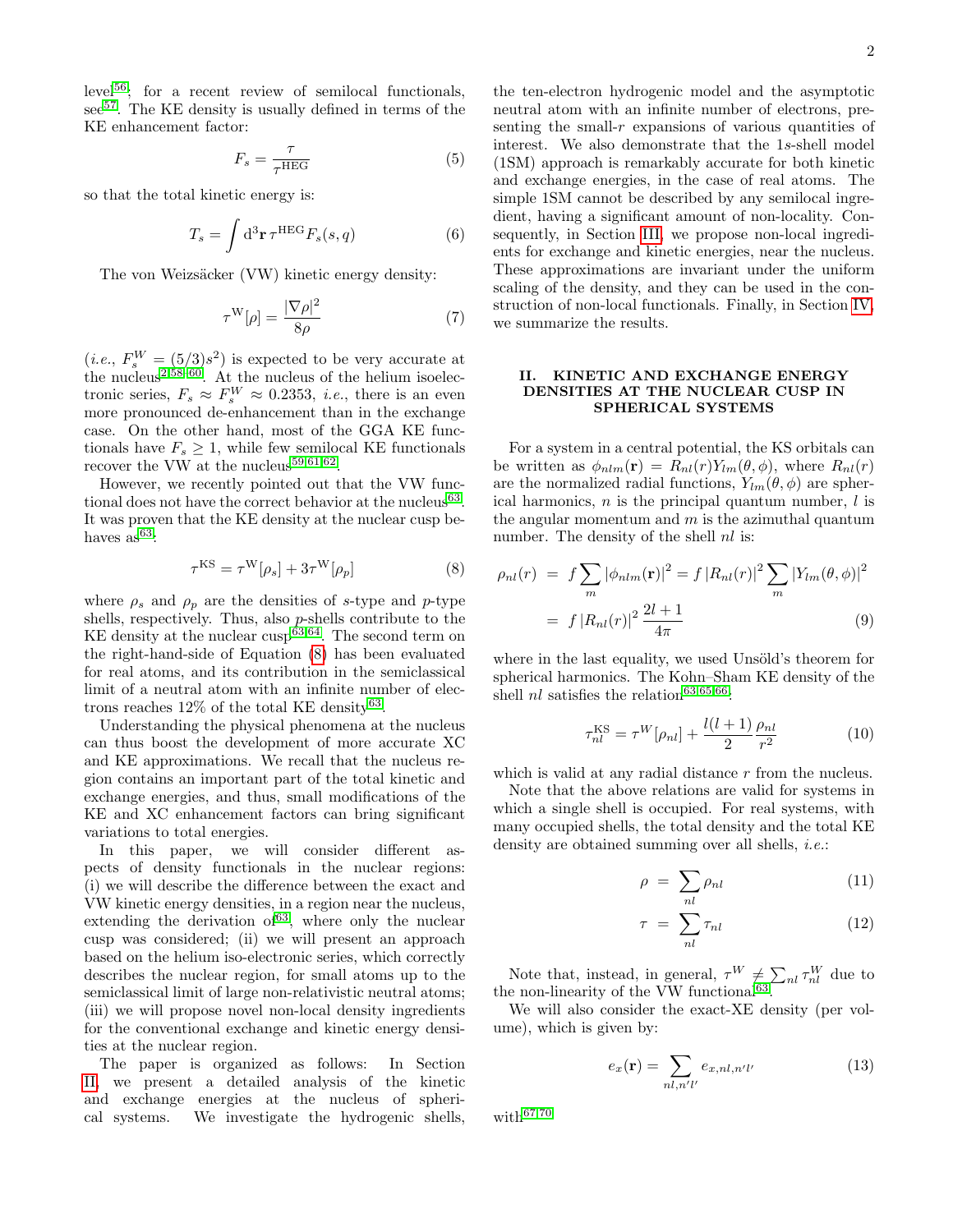level[56]; for a recent review of semilocal functionals, see[57]. The KE density is usually defined in terms of the KE enhancement factor:

$$F_s = \frac{\tau}{\tau^{\mathrm{HEG}}} \tag{5}$$

so that the total kinetic energy is:

$$T_s = \int \mathrm{d}^3\mathbf{r}\, \tau^{\mathrm{HEG}} F_s(s,q) \tag{6}$$

The von Weizsäcker (VW) kinetic energy density:

$$\tau^{\mathrm{W}}[\rho] = \frac{|\nabla\rho|^2}{8\rho} \tag{7}$$

(*i.e.*, $F_s^W = (5/3)s^2$) is expected to be very accurate at the nucleus[2,58–60]. At the nucleus of the helium isoelectronic series, $F_s \approx F_s^W \approx 0.2353$, *i.e.*, there is an even more pronounced de-enhancement than in the exchange case. On the other hand, most of the GGA KE functionals have $F_s \geq 1$, while few semilocal KE functionals recover the VW at the nucleus[59,61,62].

However, we recently pointed out that the VW functional does not have the correct behavior at the nucleus[63]. It was proven that the KE density at the nuclear cusp behaves as[63]:

$$\tau^{\mathrm{KS}} = \tau^{\mathrm{W}}[\rho_s] + 3\tau^{\mathrm{W}}[\rho_p] \tag{8}$$

where $\rho_s$ and $\rho_p$ are the densities of $s$-type and $p$-type shells, respectively. Thus, also $p$-shells contribute to the KE density at the nuclear cusp[63,64]. The second term on the right-hand-side of Equation (8) has been evaluated for real atoms, and its contribution in the semiclassical limit of a neutral atom with an infinite number of electrons reaches 12% of the total KE density[63].

Understanding the physical phenomena at the nucleus can thus boost the development of more accurate XC and KE approximations. We recall that the nucleus region contains an important part of the total kinetic and exchange energies, and thus, small modifications of the KE and XC enhancement factors can bring significant variations to total energies.

In this paper, we will consider different aspects of density functionals in the nuclear regions: (i) we will describe the difference between the exact and VW kinetic energy densities, in a region near the nucleus, extending the derivation of[63], where only the nuclear cusp was considered; (ii) we will present an approach based on the helium iso-electronic series, which correctly describes the nuclear region, for small atoms up to the semiclassical limit of large non-relativistic neutral atoms; (iii) we will propose novel non-local density ingredients for the conventional exchange and kinetic energy densities at the nuclear region.

The paper is organized as follows: In Section II, we present a detailed analysis of the kinetic and exchange energies at the nucleus of spherical systems. We investigate the hydrogenic shells, the ten-electron hydrogenic model and the asymptotic neutral atom with an infinite number of electrons, presenting the small-$r$ expansions of various quantities of interest. We also demonstrate that the 1$s$-shell model (1SM) approach is remarkably accurate for both kinetic and exchange energies, in the case of real atoms. The simple 1SM cannot be described by any semilocal ingredient, having a significant amount of non-locality. Consequently, in Section III, we propose non-local ingredients for exchange and kinetic energies, near the nucleus. These approximations are invariant under the uniform scaling of the density, and they can be used in the construction of non-local functionals. Finally, in Section IV, we summarize the results.

## II. KINETIC AND EXCHANGE ENERGY DENSITIES AT THE NUCLEAR CUSP IN SPHERICAL SYSTEMS

For a system in a central potential, the KS orbitals can be written as $\phi_{nlm}(\mathbf{r}) = R_{nl}(r)Y_{lm}(\theta,\phi)$, where $R_{nl}(r)$ are the normalized radial functions, $Y_{lm}(\theta,\phi)$ are spherical harmonics, $n$ is the principal quantum number, $l$ is the angular momentum and $m$ is the azimuthal quantum number. The density of the shell $nl$ is:

$$\begin{aligned}
\rho_{nl}(r) &= f\sum_m |\phi_{nlm}(\mathbf{r})|^2 = f\,|R_{nl}(r)|^2 \sum_m |Y_{lm}(\theta,\phi)|^2 \\
&= f\,|R_{nl}(r)|^2\,\frac{2l+1}{4\pi}
\end{aligned} \tag{9}$$

where in the last equality, we used Unsöld's theorem for spherical harmonics. The Kohn–Sham KE density of the shell $nl$ satisfies the relation[63,65,66]:

$$\tau_{nl}^{\mathrm{KS}} = \tau^W[\rho_{nl}] + \frac{l(l+1)}{2}\frac{\rho_{nl}}{r^2} \tag{10}$$

which is valid at any radial distance $r$ from the nucleus.

Note that the above relations are valid for systems in which a single shell is occupied. For real systems, with many occupied shells, the total density and the total KE density are obtained summing over all shells, *i.e.*:

$$\rho = \sum_{nl}\rho_{nl} \tag{11}$$

$$\tau = \sum_{nl}\tau_{nl} \tag{12}$$

Note that, instead, in general, $\tau^W \neq \sum_{nl}\tau_{nl}^W$ due to the non-linearity of the VW functional[63].

We will also consider the exact-XE density (per volume), which is given by:

$$e_x(\mathbf{r}) = \sum_{nl,n'l'} e_{x,nl,n'l'} \tag{13}$$

with[67,70]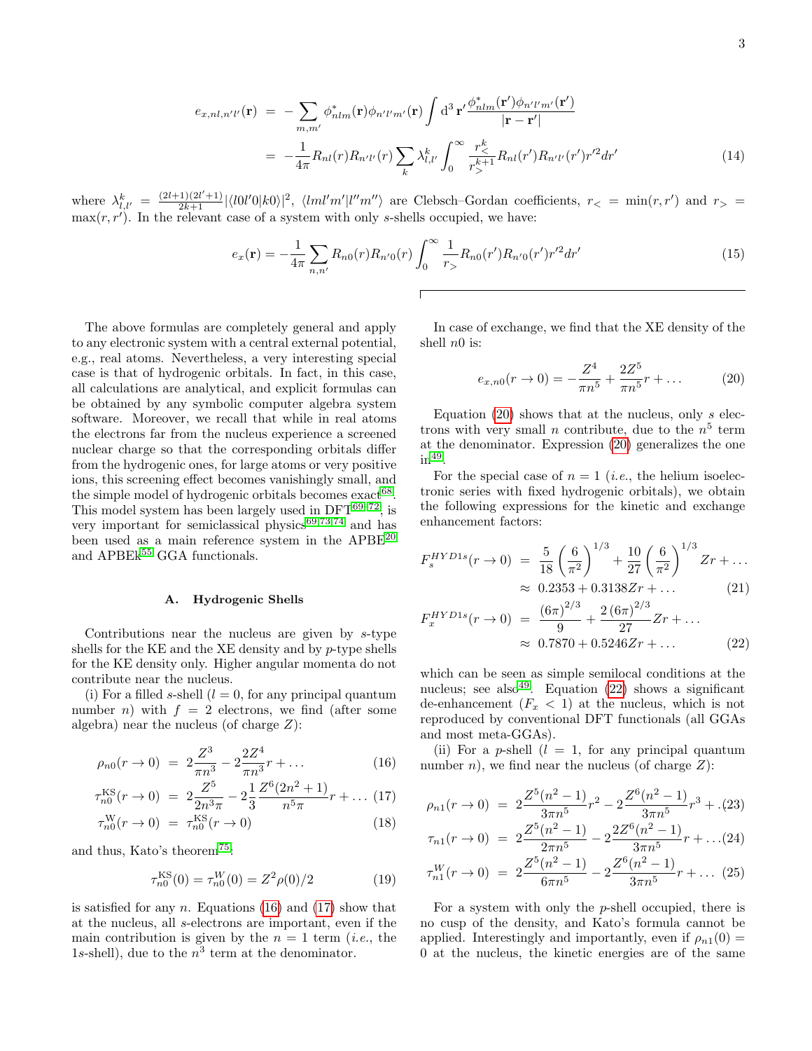$$
\begin{aligned}
e_{x,nl,n'l'}(\mathbf{r}) &= -\sum_{m,m'} \phi^*_{nlm}(\mathbf{r})\phi_{n'l'm'}(\mathbf{r}) \int \mathrm{d}^3\,\mathbf{r}' \frac{\phi^*_{nlm}(\mathbf{r}')\phi_{n'l'm'}(\mathbf{r}')}{|\mathbf{r}-\mathbf{r}'|} \\
&= -\frac{1}{4\pi} R_{nl}(r) R_{n'l'}(r) \sum_k \lambda^k_{l,l'} \int_0^\infty \frac{r^k_<}{r^{k+1}_>} R_{nl}(r') R_{n'l'}(r') r'^2 dr' \qquad (14)
\end{aligned}
$$

where $\lambda^k_{l,l'} = \frac{(2l+1)(2l'+1)}{2k+1} |\langle l0l'0|k0\rangle|^2$, $\langle lml'm'|l''m''\rangle$ are Clebsch–Gordan coefficients, $r_< = \min(r,r')$ and $r_> = \max(r,r')$. In the relevant case of a system with only $s$-shells occupied, we have:

$$
e_x(\mathbf{r}) = -\frac{1}{4\pi} \sum_{n,n'} R_{n0}(r) R_{n'0}(r) \int_0^\infty \frac{1}{r_>} R_{n0}(r') R_{n'0}(r') r'^2 dr' \qquad (15)
$$

The above formulas are completely general and apply to any electronic system with a central external potential, e.g., real atoms. Nevertheless, a very interesting special case is that of hydrogenic orbitals. In fact, in this case, all calculations are analytical, and explicit formulas can be obtained by any symbolic computer algebra system software. Moreover, we recall that while in real atoms the electrons far from the nucleus experience a screened nuclear charge so that the corresponding orbitals differ from the hydrogenic ones, for large atoms or very positive ions, this screening effect becomes vanishingly small, and the simple model of hydrogenic orbitals becomes exact[68]. This model system has been largely used in DFT[69–72], is very important for semiclassical physics[69,73,74] and has been used as a main reference system in the APBE[20] and APBEk[55] GGA functionals.

### A. Hydrogenic Shells

Contributions near the nucleus are given by $s$-type shells for the KE and the XE density and by $p$-type shells for the KE density only. Higher angular momenta do not contribute near the nucleus.

(i) For a filled $s$-shell ($l = 0$, for any principal quantum number $n$) with $f = 2$ electrons, we find (after some algebra) near the nucleus (of charge $Z$):

$$
\begin{aligned}
\rho_{n0}(r \to 0) &= 2\frac{Z^3}{\pi n^3} - 2\frac{2Z^4}{\pi n^3} r + \ldots \qquad (16) \\
\tau^{\mathrm{KS}}_{n0}(r \to 0) &= 2\frac{Z^5}{2n^3\pi} - 2\frac{1}{3}\frac{Z^6(2n^2+1)}{n^5\pi} r + \ldots \qquad (17) \\
\tau^{\mathrm{W}}_{n0}(r \to 0) &= \tau^{\mathrm{KS}}_{n0}(r \to 0) \qquad (18)
\end{aligned}
$$

and thus, Kato's theorem[75]:

$$
\tau^{\mathrm{KS}}_{n0}(0) = \tau^{W}_{n0}(0) = Z^2\rho(0)/2 \qquad (19)
$$

is satisfied for any $n$. Equations (16) and (17) show that at the nucleus, all $s$-electrons are important, even if the main contribution is given by the $n = 1$ term (*i.e.*, the 1$s$-shell), due to the $n^3$ term at the denominator.

In case of exchange, we find that the XE density of the shell $n0$ is:

$$
e_{x,n0}(r \to 0) = -\frac{Z^4}{\pi n^5} + \frac{2Z^5}{\pi n^5} r + \ldots \qquad (20)
$$

Equation (20) shows that at the nucleus, only $s$ electrons with very small $n$ contribute, due to the $n^5$ term at the denominator. Expression (20) generalizes the one in[49].

For the special case of $n = 1$ (*i.e.*, the helium isoelectronic series with fixed hydrogenic orbitals), we obtain the following expressions for the kinetic and exchange enhancement factors:

$$
\begin{aligned}
F_s^{HYD1s}(r \to 0) &= \frac{5}{18}\left(\frac{6}{\pi^2}\right)^{1/3} + \frac{10}{27}\left(\frac{6}{\pi^2}\right)^{1/3} Zr + \ldots \\
&\approx 0.2353 + 0.3138 Zr + \ldots \qquad (21) \\
F_x^{HYD1s}(r \to 0) &= \frac{(6\pi)^{2/3}}{9} + \frac{2\,(6\pi)^{2/3}}{27} Zr + \ldots \\
&\approx 0.7870 + 0.5246 Zr + \ldots \qquad (22)
\end{aligned}
$$

which can be seen as simple semilocal conditions at the nucleus; see also[49]. Equation (22) shows a significant de-enhancement ($F_x < 1$) at the nucleus, which is not reproduced by conventional DFT functionals (all GGAs and most meta-GGAs).

(ii) For a $p$-shell ($l = 1$, for any principal quantum number $n$), we find near the nucleus (of charge $Z$):

$$
\begin{aligned}
\rho_{n1}(r \to 0) &= 2\frac{Z^5(n^2-1)}{3\pi n^5} r^2 - 2\frac{Z^6(n^2-1)}{3\pi n^5} r^3 + \ldots (23) \\
\tau_{n1}(r \to 0) &= 2\frac{Z^5(n^2-1)}{2\pi n^5} - 2\frac{2Z^6(n^2-1)}{3\pi n^5} r + \ldots (24) \\
\tau^{W}_{n1}(r \to 0) &= 2\frac{Z^5(n^2-1)}{6\pi n^5} - 2\frac{Z^6(n^2-1)}{3\pi n^5} r + \ldots \quad (25)
\end{aligned}
$$

For a system with only the $p$-shell occupied, there is no cusp of the density, and Kato's formula cannot be applied. Interestingly and importantly, even if $\rho_{n1}(0) = 0$ at the nucleus, the kinetic energies are of the same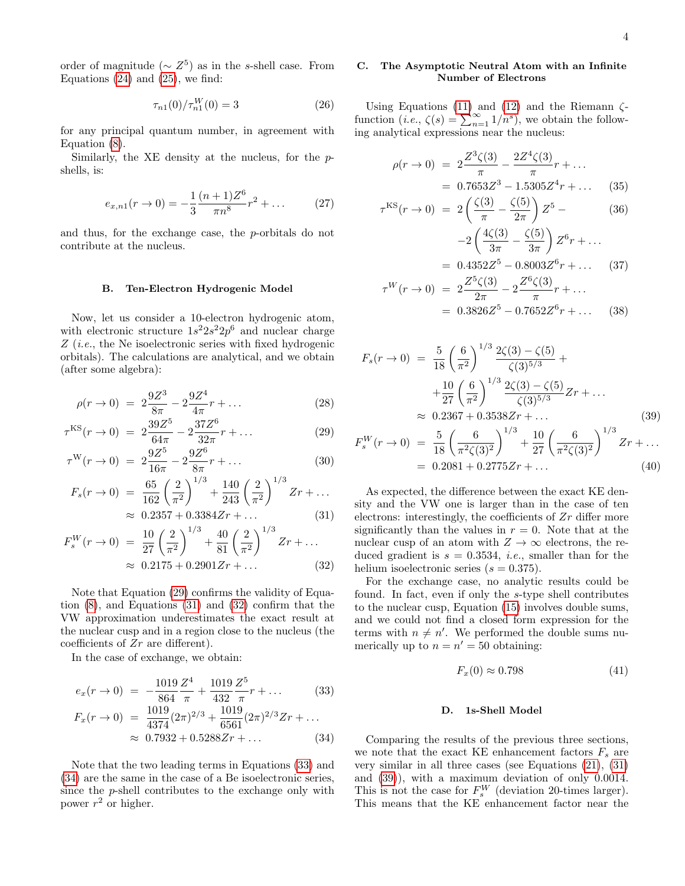order of magnitude ($\sim Z^5$) as in the $s$-shell case. From Equations (24) and (25), we find:

$$\tau_{n1}(0)/\tau^W_{n1}(0) = 3 \tag{26}$$

for any principal quantum number, in agreement with Equation (8).

Similarly, the XE density at the nucleus, for the $p$-shells, is:

$$e_{x,n1}(r \to 0) = -\frac{1}{3}\frac{(n+1)Z^6}{\pi n^8}r^2 + \dots \tag{27}$$

and thus, for the exchange case, the $p$-orbitals do not contribute at the nucleus.

### B. Ten-Electron Hydrogenic Model

Now, let us consider a 10-electron hydrogenic atom, with electronic structure $1s^2 2s^2 2p^6$ and nuclear charge $Z$ (*i.e.*, the Ne isoelectronic series with fixed hydrogenic orbitals). The calculations are analytical, and we obtain (after some algebra):

$$\rho(r \to 0) = 2\frac{9Z^3}{8\pi} - 2\frac{9Z^4}{4\pi}r + \dots \tag{28}$$

$$\tau^{\mathrm{KS}}(r \to 0) = 2\frac{39Z^5}{64\pi} - 2\frac{37Z^6}{32\pi}r + \dots \tag{29}$$

$$\tau^{\mathrm{W}}(r \to 0) = 2\frac{9Z^5}{16\pi} - 2\frac{9Z^6}{8\pi}r + \dots \tag{30}$$

$$\begin{aligned} F_s(r \to 0) &= \frac{65}{162}\left(\frac{2}{\pi^2}\right)^{1/3} + \frac{140}{243}\left(\frac{2}{\pi^2}\right)^{1/3} Zr + \dots \\ &\approx 0.2357 + 0.3384 Zr + \dots \end{aligned} \tag{31}$$

$$\begin{aligned} F_s^W(r \to 0) &= \frac{10}{27}\left(\frac{2}{\pi^2}\right)^{1/3} + \frac{40}{81}\left(\frac{2}{\pi^2}\right)^{1/3} Zr + \dots \\ &\approx 0.2175 + 0.2901 Zr + \dots \end{aligned} \tag{32}$$

Note that Equation (29) confirms the validity of Equation (8), and Equations (31) and (32) confirm that the VW approximation underestimates the exact result at the nuclear cusp and in a region close to the nucleus (the coefficients of $Zr$ are different).

In the case of exchange, we obtain:

$$e_x(r \to 0) = -\frac{1019}{864}\frac{Z^4}{\pi} + \frac{1019}{432}\frac{Z^5}{\pi}r + \dots \tag{33}$$

$$\begin{aligned} F_x(r \to 0) &= \frac{1019}{4374}(2\pi)^{2/3} + \frac{1019}{6561}(2\pi)^{2/3} Zr + \dots \\ &\approx 0.7932 + 0.5288 Zr + \dots \end{aligned} \tag{34}$$

Note that the two leading terms in Equations (33) and (34) are the same in the case of a Be isoelectronic series, since the $p$-shell contributes to the exchange only with power $r^2$ or higher.

### C. The Asymptotic Neutral Atom with an Infinite Number of Electrons

Using Equations (11) and (12) and the Riemann $\zeta$-function (*i.e.*, $\zeta(s) = \sum_{n=1}^{\infty} 1/n^s$), we obtain the following analytical expressions near the nucleus:

$$\begin{aligned} \rho(r \to 0) &= 2\frac{Z^3\zeta(3)}{\pi} - \frac{2Z^4\zeta(3)}{\pi}r + \dots \\ &= 0.7653Z^3 - 1.5305Z^4 r + \dots \end{aligned} \tag{35}$$

$$\tau^{\mathrm{KS}}(r \to 0) = 2\left(\frac{\zeta(3)}{\pi} - \frac{\zeta(5)}{2\pi}\right)Z^5 - \tag{36}$$

$$\begin{aligned} &-2\left(\frac{4\zeta(3)}{3\pi} - \frac{\zeta(5)}{3\pi}\right)Z^6 r + \dots \\ &= 0.4352Z^5 - 0.8003Z^6 r + \dots \end{aligned} \tag{37}$$

$$\begin{aligned} \tau^W(r \to 0) &= 2\frac{Z^5\zeta(3)}{2\pi} - 2\frac{Z^6\zeta(3)}{\pi}r + \dots \\ &= 0.3826Z^5 - 0.7652Z^6 r + \dots \end{aligned} \tag{38}$$

$$\begin{aligned} F_s(r \to 0) &= \frac{5}{18}\left(\frac{6}{\pi^2}\right)^{1/3}\frac{2\zeta(3) - \zeta(5)}{\zeta(3)^{5/3}} + \\ &+ \frac{10}{27}\left(\frac{6}{\pi^2}\right)^{1/3}\frac{2\zeta(3) - \zeta(5)}{\zeta(3)^{5/3}} Zr + \dots \\ &\approx 0.2367 + 0.3538 Zr + \dots \end{aligned} \tag{39}$$

$$\begin{aligned} F_s^W(r \to 0) &= \frac{5}{18}\left(\frac{6}{\pi^2\zeta(3)^2}\right)^{1/3} + \frac{10}{27}\left(\frac{6}{\pi^2\zeta(3)^2}\right)^{1/3} Zr + \dots \\ &= 0.2081 + 0.2775 Zr + \dots \end{aligned} \tag{40}$$

As expected, the difference between the exact KE density and the VW one is larger than in the case of ten electrons: interestingly, the coefficients of $Zr$ differ more significantly than the values in $r = 0$. Note that at the nuclear cusp of an atom with $Z \to \infty$ electrons, the reduced gradient is $s = 0.3534$, *i.e.*, smaller than for the helium isoelectronic series ($s = 0.375$).

For the exchange case, no analytic results could be found. In fact, even if only the $s$-type shell contributes to the nuclear cusp, Equation (15) involves double sums, and we could not find a closed form expression for the terms with $n \neq n'$. We performed the double sums numerically up to $n = n' = 50$ obtaining:

$$F_x(0) \approx 0.798 \tag{41}$$

### D. 1s-Shell Model

Comparing the results of the previous three sections, we note that the exact KE enhancement factors $F_s$ are very similar in all three cases (see Equations (21), (31) and (39)), with a maximum deviation of only 0.0014. This is not the case for $F_s^W$ (deviation 20-times larger). This means that the KE enhancement factor near the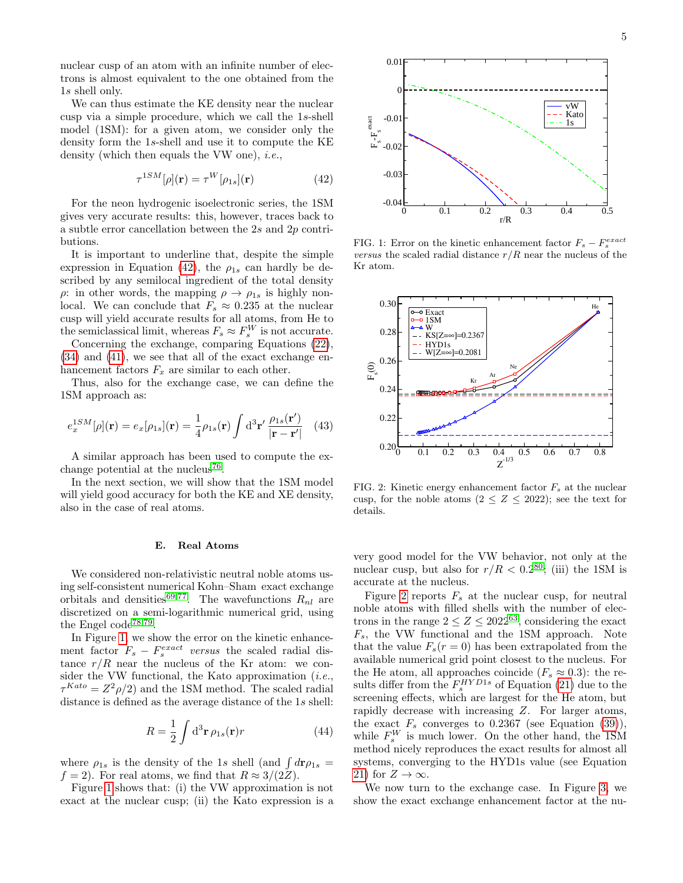nuclear cusp of an atom with an infinite number of electrons is almost equivalent to the one obtained from the 1$s$ shell only.

We can thus estimate the KE density near the nuclear cusp via a simple procedure, which we call the 1$s$-shell model (1SM): for a given atom, we consider only the density form the 1$s$-shell and use it to compute the KE density (which then equals the VW one), *i.e.*,

$$\tau^{1SM}[\rho](\mathbf{r}) = \tau^{W}[\rho_{1s}](\mathbf{r}) \tag{42}$$

For the neon hydrogenic isoelectronic series, the 1SM gives very accurate results: this, however, traces back to a subtle error cancellation between the 2$s$ and 2$p$ contributions.

It is important to underline that, despite the simple expression in Equation (42), the $\rho_{1s}$ can hardly be described by any semilocal ingredient of the total density $\rho$: in other words, the mapping $\rho \rightarrow \rho_{1s}$ is highly nonlocal. We can conclude that $F_s \approx 0.235$ at the nuclear cusp will yield accurate results for all atoms, from He to the semiclassical limit, whereas $F_s \approx F_s^W$ is not accurate.

Concerning the exchange, comparing Equations (22), (34) and (41), we see that all of the exact exchange enhancement factors $F_x$ are similar to each other.

Thus, also for the exchange case, we can define the 1SM approach as:

$$e_x^{1SM}[\rho](\mathbf{r}) = e_x[\rho_{1s}](\mathbf{r}) = \frac{1}{4}\rho_{1s}(\mathbf{r}) \int \mathrm{d}^3\mathbf{r}' \, \frac{\rho_{1s}(\mathbf{r}')}{|\mathbf{r}-\mathbf{r}'|} \tag{43}$$

A similar approach has been used to compute the exchange potential at the nucleus[76].

In the next section, we will show that the 1SM model will yield good accuracy for both the KE and XE density, also in the case of real atoms.

### E. Real Atoms

We considered non-relativistic neutral noble atoms using self-consistent numerical Kohn–Sham exact exchange orbitals and densities[69,77]. The wavefunctions $R_{nl}$ are discretized on a semi-logarithmic numerical grid, using the Engel code[78,79].

In Figure 1, we show the error on the kinetic enhancement factor $F_s - F_s^{exact}$ *versus* the scaled radial distance $r/R$ near the nucleus of the Kr atom: we consider the VW functional, the Kato approximation (*i.e.*, $\tau^{Kato} = Z^2\rho/2$) and the 1SM method. The scaled radial distance is defined as the average distance of the 1$s$ shell:

$$R = \frac{1}{2}\int \mathrm{d}^3\mathbf{r}\, \rho_{1s}(\mathbf{r}) r \tag{44}$$

where $\rho_{1s}$ is the density of the 1$s$ shell (and $\int d\mathbf{r}\rho_{1s} = f = 2$). For real atoms, we find that $R \approx 3/(2Z)$.

Figure 1 shows that: (i) the VW approximation is not exact at the nuclear cusp; (ii) the Kato expression is a very good model for the VW behavior, not only at the nuclear cusp, but also for $r/R < 0.2$[80]; (iii) the 1SM is accurate at the nucleus.

FIG. 1: Error on the kinetic enhancement factor $F_s - F_s^{exact}$ *versus* the scaled radial distance $r/R$ near the nucleus of the Kr atom.

FIG. 2: Kinetic energy enhancement factor $F_s$ at the nuclear cusp, for the noble atoms ($2 \leq Z \leq 2022$); see the text for details.

Figure 2 reports $F_s$ at the nuclear cusp, for neutral noble atoms with filled shells with the number of electrons in the range $2 \leq Z \leq 2022$[63], considering the exact $F_s$, the VW functional and the 1SM approach. Note that the value $F_s(r=0)$ has been extrapolated from the available numerical grid point closest to the nucleus. For the He atom, all approaches coincide ($F_s \approx 0.3$): the results differ from the $F_s^{HYD1s}$ of Equation (21) due to the screening effects, which are largest for the He atom, but rapidly decrease with increasing $Z$. For larger atoms, the exact $F_s$ converges to 0.2367 (see Equation (39)), while $F_s^W$ is much lower. On the other hand, the 1SM method nicely reproduces the exact results for almost all systems, converging to the HYD1s value (see Equation 21) for $Z \rightarrow \infty$.

We now turn to the exchange case. In Figure 3, we show the exact exchange enhancement factor at the nu-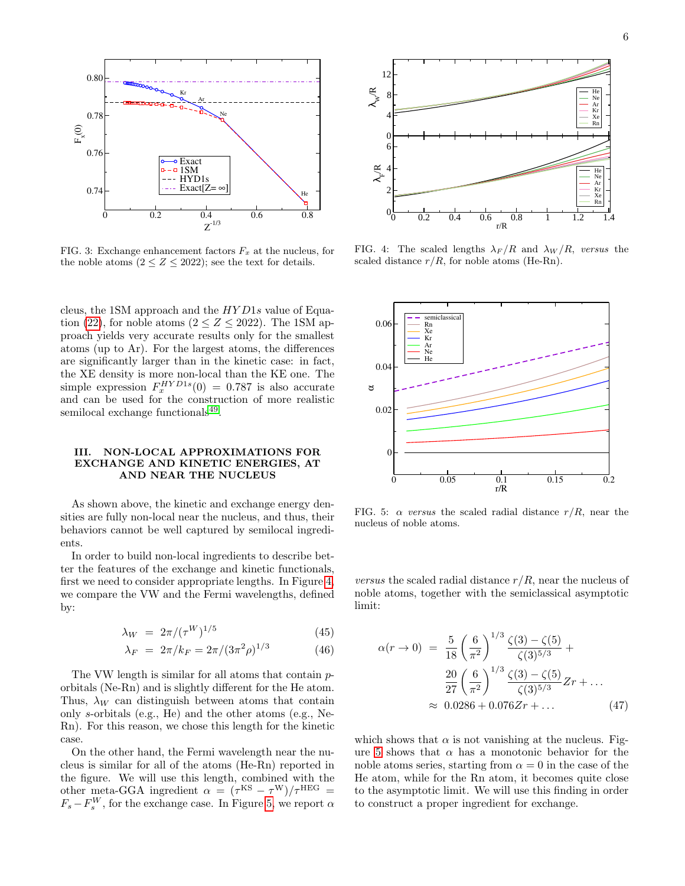FIG. 3: Exchange enhancement factors $F_x$ at the nucleus, for the noble atoms ($2 \leq Z \leq 2022$); see the text for details.

FIG. 4: The scaled lengths $\lambda_F/R$ and $\lambda_W/R$, *versus* the scaled distance $r/R$, for noble atoms (He-Rn).

cleus, the 1SM approach and the $HYD1s$ value of Equation (22), for noble atoms ($2 \leq Z \leq 2022$). The 1SM approach yields very accurate results only for the smallest atoms (up to Ar). For the largest atoms, the differences are significantly larger than in the kinetic case: in fact, the XE density is more non-local than the KE one. The simple expression $F_x^{HYD1s}(0) = 0.787$ is also accurate and can be used for the construction of more realistic semilocal exchange functionals[49].

## III. NON-LOCAL APPROXIMATIONS FOR EXCHANGE AND KINETIC ENERGIES, AT AND NEAR THE NUCLEUS

As shown above, the kinetic and exchange energy densities are fully non-local near the nucleus, and thus, their behaviors cannot be well captured by semilocal ingredients.

In order to build non-local ingredients to describe better the features of the exchange and kinetic functionals, first we need to consider appropriate lengths. In Figure 4, we compare the VW and the Fermi wavelengths, defined by:

$$\lambda_W = 2\pi/(\tau^W)^{1/5} \tag{45}$$

$$\lambda_F = 2\pi/k_F = 2\pi/(3\pi^2\rho)^{1/3} \tag{46}$$

The VW length is similar for all atoms that contain $p$-orbitals (Ne-Rn) and is slightly different for the He atom. Thus, $\lambda_W$ can distinguish between atoms that contain only $s$-orbitals (e.g., He) and the other atoms (e.g., Ne-Rn). For this reason, we chose this length for the kinetic case.

On the other hand, the Fermi wavelength near the nucleus is similar for all of the atoms (He-Rn) reported in the figure. We will use this length, combined with the other meta-GGA ingredient $\alpha = (\tau^{\mathrm{KS}} - \tau^{\mathrm{W}})/\tau^{\mathrm{HEG}} = F_s - F_s^W$, for the exchange case. In Figure 5, we report $\alpha$ *versus* the scaled radial distance $r/R$, near the nucleus of noble atoms, together with the semiclassical asymptotic limit:

FIG. 5: $\alpha$ *versus* the scaled radial distance $r/R$, near the nucleus of noble atoms.

$$\begin{aligned}
\alpha(r \to 0) &= \frac{5}{18}\left(\frac{6}{\pi^2}\right)^{1/3}\frac{\zeta(3)-\zeta(5)}{\zeta(3)^{5/3}} + \\
&\quad \frac{20}{27}\left(\frac{6}{\pi^2}\right)^{1/3}\frac{\zeta(3)-\zeta(5)}{\zeta(3)^{5/3}}Zr + \ldots \\
&\approx 0.0286 + 0.076Zr + \ldots
\end{aligned} \tag{47}$$

which shows that $\alpha$ is not vanishing at the nucleus. Figure 5 shows that $\alpha$ has a monotonic behavior for the noble atoms series, starting from $\alpha = 0$ in the case of the He atom, while for the Rn atom, it becomes quite close to the asymptotic limit. We will use this finding in order to construct a proper ingredient for exchange.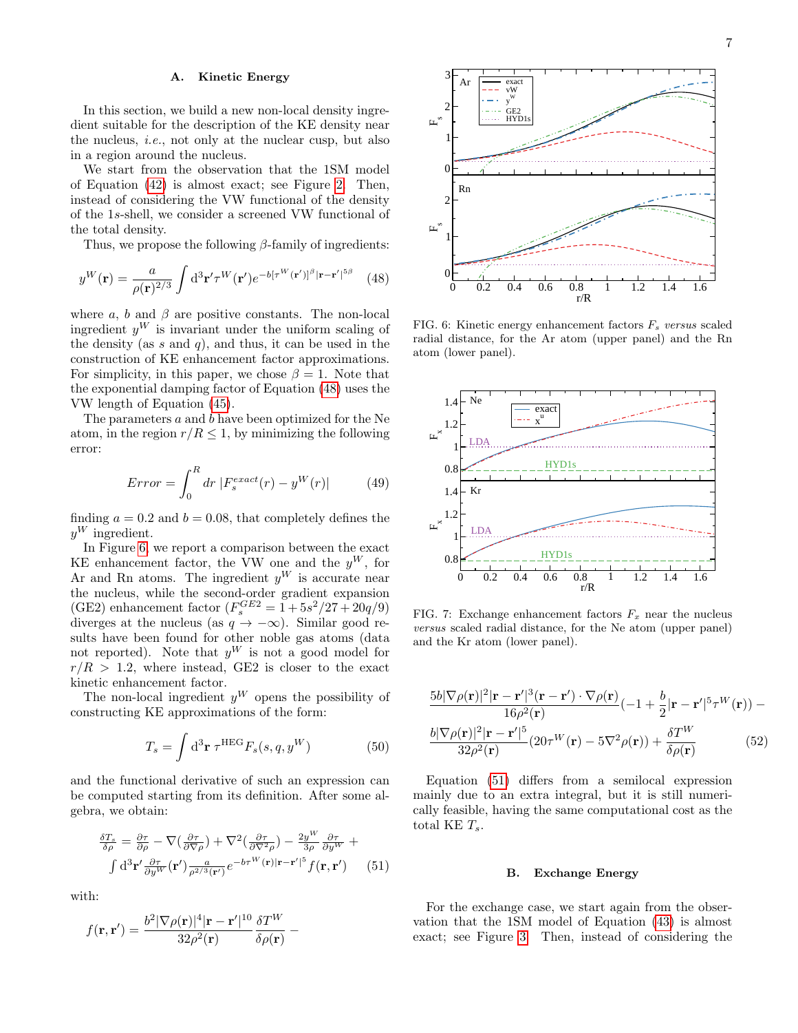## A. Kinetic Energy

In this section, we build a new non-local density ingredient suitable for the description of the KE density near the nucleus, *i.e.*, not only at the nuclear cusp, but also in a region around the nucleus.

We start from the observation that the 1SM model of Equation (42) is almost exact; see Figure 2. Then, instead of considering the VW functional of the density of the 1$s$-shell, we consider a screened VW functional of the total density.

Thus, we propose the following $\beta$-family of ingredients:

$$y^W(\mathbf{r}) = \frac{a}{\rho(\mathbf{r})^{2/3}} \int \mathrm{d}^3\mathbf{r}' \tau^W(\mathbf{r}') e^{-b[\tau^W(\mathbf{r}')]^{\beta}|\mathbf{r}-\mathbf{r}'|^{5\beta}} \tag{48}$$

where $a$, $b$ and $\beta$ are positive constants. The non-local ingredient $y^W$ is invariant under the uniform scaling of the density (as $s$ and $q$), and thus, it can be used in the construction of KE enhancement factor approximations. For simplicity, in this paper, we chose $\beta = 1$. Note that the exponential damping factor of Equation (48) uses the VW length of Equation (45).

The parameters $a$ and $b$ have been optimized for the Ne atom, in the region $r/R \leq 1$, by minimizing the following error:

$$Error = \int_0^R dr\, |F_s^{exact}(r) - y^W(r)| \tag{49}$$

finding $a = 0.2$ and $b = 0.08$, that completely defines the $y^W$ ingredient.

In Figure 6, we report a comparison between the exact KE enhancement factor, the VW one and the $y^W$, for Ar and Rn atoms. The ingredient $y^W$ is accurate near the nucleus, while the second-order gradient expansion (GE2) enhancement factor ($F_s^{GE2} = 1 + 5s^2/27 + 20q/9$) diverges at the nucleus (as $q \to -\infty$). Similar good results have been found for other noble gas atoms (data not reported). Note that $y^W$ is not a good model for $r/R > 1.2$, where instead, GE2 is closer to the exact kinetic enhancement factor.

The non-local ingredient $y^W$ opens the possibility of constructing KE approximations of the form:

$$T_s = \int \mathrm{d}^3\mathbf{r}\; \tau^{\mathrm{HEG}} F_s(s, q, y^W) \tag{50}$$

and the functional derivative of such an expression can be computed starting from its definition. After some algebra, we obtain:

$$\begin{aligned}\tfrac{\delta T_s}{\delta \rho} &= \tfrac{\partial \tau}{\partial \rho} - \nabla(\tfrac{\partial \tau}{\partial \nabla \rho}) + \nabla^2(\tfrac{\partial \tau}{\partial \nabla^2 \rho}) - \tfrac{2y^W}{3\rho}\tfrac{\partial \tau}{\partial y^W} + \\ &\int \mathrm{d}^3\mathbf{r}' \tfrac{\partial \tau}{\partial y^W}(\mathbf{r}') \tfrac{a}{\rho^{2/3}(\mathbf{r}')} e^{-b\tau^W(\mathbf{r})|\mathbf{r}-\mathbf{r}'|^5} f(\mathbf{r},\mathbf{r}')\end{aligned} \tag{51}$$

with:

$$\begin{aligned}f(\mathbf{r},\mathbf{r}') &= \frac{b^2|\nabla\rho(\mathbf{r})|^4|\mathbf{r}-\mathbf{r}'|^{10}}{32\rho^2(\mathbf{r})}\frac{\delta T^W}{\delta\rho(\mathbf{r})} - \\ &\frac{5b|\nabla\rho(\mathbf{r})|^2|\mathbf{r}-\mathbf{r}'|^3(\mathbf{r}-\mathbf{r}')\cdot\nabla\rho(\mathbf{r})}{16\rho^2(\mathbf{r})}(-1 + \frac{b}{2}|\mathbf{r}-\mathbf{r}'|^5\tau^W(\mathbf{r})) - \\ &\frac{b|\nabla\rho(\mathbf{r})|^2|\mathbf{r}-\mathbf{r}'|^5}{32\rho^2(\mathbf{r})}(20\tau^W(\mathbf{r}) - 5\nabla^2\rho(\mathbf{r})) + \frac{\delta T^W}{\delta\rho(\mathbf{r})}\end{aligned} \tag{52}$$

Equation (51) differs from a semilocal expression mainly due to an extra integral, but it is still numerically feasible, having the same computational cost as the total KE $T_s$.

FIG. 6: Kinetic energy enhancement factors $F_s$ *versus* scaled radial distance, for the Ar atom (upper panel) and the Rn atom (lower panel).

FIG. 7: Exchange enhancement factors $F_x$ near the nucleus *versus* scaled radial distance, for the Ne atom (upper panel) and the Kr atom (lower panel).

## B. Exchange Energy

For the exchange case, we start again from the observation that the 1SM model of Equation (43) is almost exact; see Figure 3. Then, instead of considering the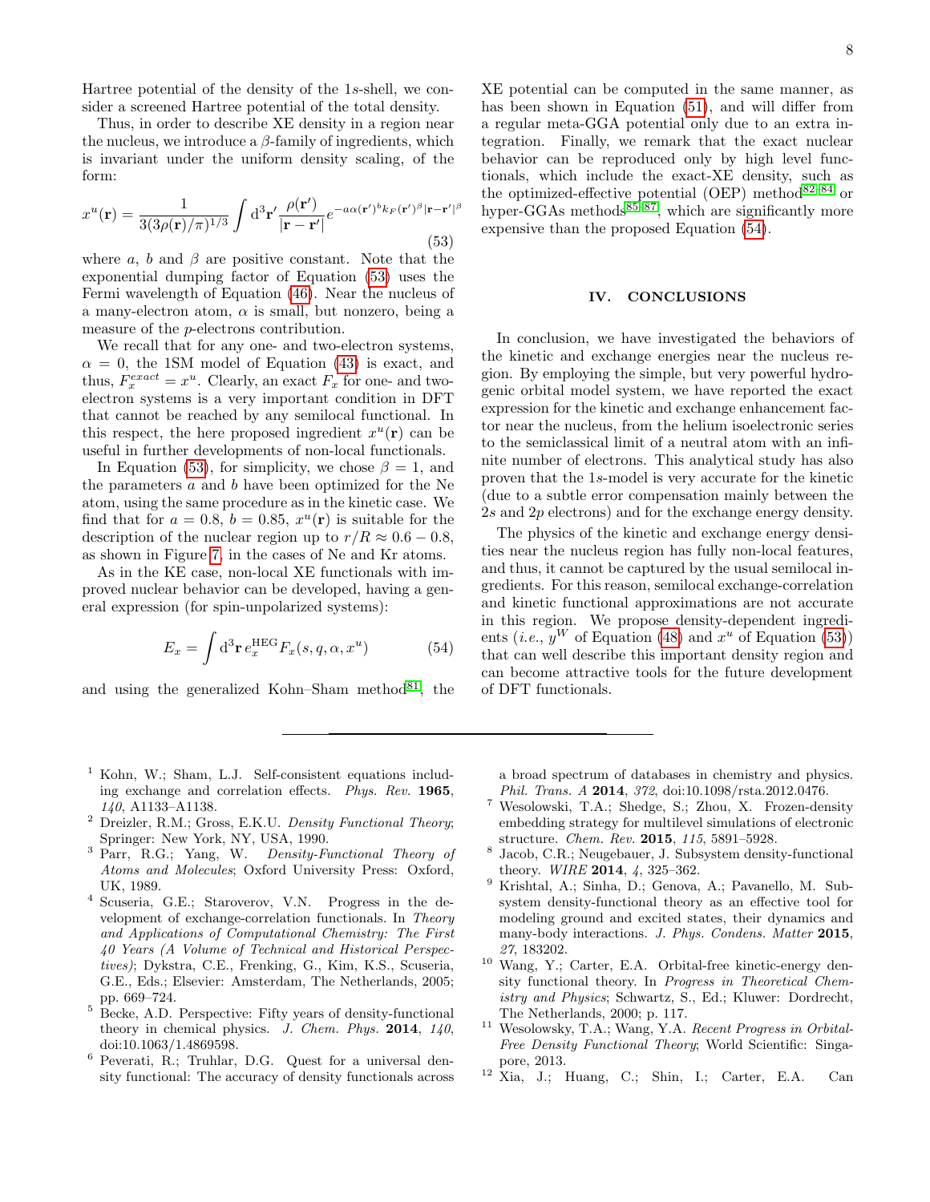Hartree potential of the density of the 1$s$-shell, we consider a screened Hartree potential of the total density.

Thus, in order to describe XE density in a region near the nucleus, we introduce a $\beta$-family of ingredients, which is invariant under the uniform density scaling, of the form:

$$x^u(\mathbf{r}) = \frac{1}{3(3\rho(\mathbf{r})/\pi)^{1/3}} \int \mathrm{d}^3\mathbf{r}' \frac{\rho(\mathbf{r}')}{|\mathbf{r}-\mathbf{r}'|} e^{-a\alpha(\mathbf{r}')^b k_F(\mathbf{r}')^\beta |\mathbf{r}-\mathbf{r}'|^\beta} \tag{53}$$

where $a$, $b$ and $\beta$ are positive constant. Note that the exponential dumping factor of Equation (53) uses the Fermi wavelength of Equation (46). Near the nucleus of a many-electron atom, $\alpha$ is small, but nonzero, being a measure of the $p$-electrons contribution.

We recall that for any one- and two-electron systems, $\alpha = 0$, the 1SM model of Equation (43) is exact, and thus, $F_x^{exact} = x^u$. Clearly, an exact $F_x$ for one- and two-electron systems is a very important condition in DFT that cannot be reached by any semilocal functional. In this respect, the here proposed ingredient $x^u(\mathbf{r})$ can be useful in further developments of non-local functionals.

In Equation (53), for simplicity, we chose $\beta = 1$, and the parameters $a$ and $b$ have been optimized for the Ne atom, using the same procedure as in the kinetic case. We find that for $a = 0.8$, $b = 0.85$, $x^u(\mathbf{r})$ is suitable for the description of the nuclear region up to $r/R \approx 0.6 - 0.8$, as shown in Figure 7, in the cases of Ne and Kr atoms.

As in the KE case, non-local XE functionals with improved nuclear behavior can be developed, having a general expression (for spin-unpolarized systems):

$$E_x = \int \mathrm{d}^3\mathbf{r}\, e_x^{\mathrm{HEG}} F_x(s, q, \alpha, x^u) \tag{54}$$

and using the generalized Kohn–Sham method[81], the XE potential can be computed in the same manner, as has been shown in Equation (51), and will differ from a regular meta-GGA potential only due to an extra integration. Finally, we remark that the exact nuclear behavior can be reproduced only by high level functionals, which include the exact-XE density, such as the optimized-effective potential (OEP) method[82–84] or hyper-GGAs methods[85–87], which are significantly more expensive than the proposed Equation (54).

## IV. CONCLUSIONS

In conclusion, we have investigated the behaviors of the kinetic and exchange energies near the nucleus region. By employing the simple, but very powerful hydrogenic orbital model system, we have reported the exact expression for the kinetic and exchange enhancement factor near the nucleus, from the helium isoelectronic series to the semiclassical limit of a neutral atom with an infinite number of electrons. This analytical study has also proven that the 1$s$-model is very accurate for the kinetic (due to a subtle error compensation mainly between the 2$s$ and 2$p$ electrons) and for the exchange energy density.

The physics of the kinetic and exchange energy densities near the nucleus region has fully non-local features, and thus, it cannot be captured by the usual semilocal ingredients. For this reason, semilocal exchange-correlation and kinetic functional approximations are not accurate in this region. We propose density-dependent ingredients (*i.e.*, $y^W$ of Equation (48) and $x^u$ of Equation (53)) that can well describe this important density region and can become attractive tools for the future development of DFT functionals.

---

1. Kohn, W.; Sham, L.J. Self-consistent equations including exchange and correlation effects. *Phys. Rev.* **1965**, *140*, A1133–A1138.
2. Dreizler, R.M.; Gross, E.K.U. *Density Functional Theory*; Springer: New York, NY, USA, 1990.
3. Parr, R.G.; Yang, W. *Density-Functional Theory of Atoms and Molecules*; Oxford University Press: Oxford, UK, 1989.
4. Scuseria, G.E.; Staroverov, V.N. Progress in the development of exchange-correlation functionals. In *Theory and Applications of Computational Chemistry: The First 40 Years (A Volume of Technical and Historical Perspectives)*; Dykstra, C.E., Frenking, G., Kim, K.S., Scuseria, G.E., Eds.; Elsevier: Amsterdam, The Netherlands, 2005; pp. 669–724.
5. Becke, A.D. Perspective: Fifty years of density-functional theory in chemical physics. *J. Chem. Phys.* **2014**, *140*, doi:10.1063/1.4869598.
6. Peverati, R.; Truhlar, D.G. Quest for a universal density functional: The accuracy of density functionals across a broad spectrum of databases in chemistry and physics. *Phil. Trans. A* **2014**, *372*, doi:10.1098/rsta.2012.0476.
7. Wesolowski, T.A.; Shedge, S.; Zhou, X. Frozen-density embedding strategy for multilevel simulations of electronic structure. *Chem. Rev.* **2015**, *115*, 5891–5928.
8. Jacob, C.R.; Neugebauer, J. Subsystem density-functional theory. *WIRE* **2014**, *4*, 325–362.
9. Krishtal, A.; Sinha, D.; Genova, A.; Pavanello, M. Subsystem density-functional theory as an effective tool for modeling ground and excited states, their dynamics and many-body interactions. *J. Phys. Condens. Matter* **2015**, *27*, 183202.
10. Wang, Y.; Carter, E.A. Orbital-free kinetic-energy density functional theory. In *Progress in Theoretical Chemistry and Physics*; Schwartz, S., Ed.; Kluwer: Dordrecht, The Netherlands, 2000; p. 117.
11. Wesolowsky, T.A.; Wang, Y.A. *Recent Progress in Orbital-Free Density Functional Theory*; World Scientific: Singapore, 2013.
12. Xia, J.; Huang, C.; Shin, I.; Carter, E.A. Can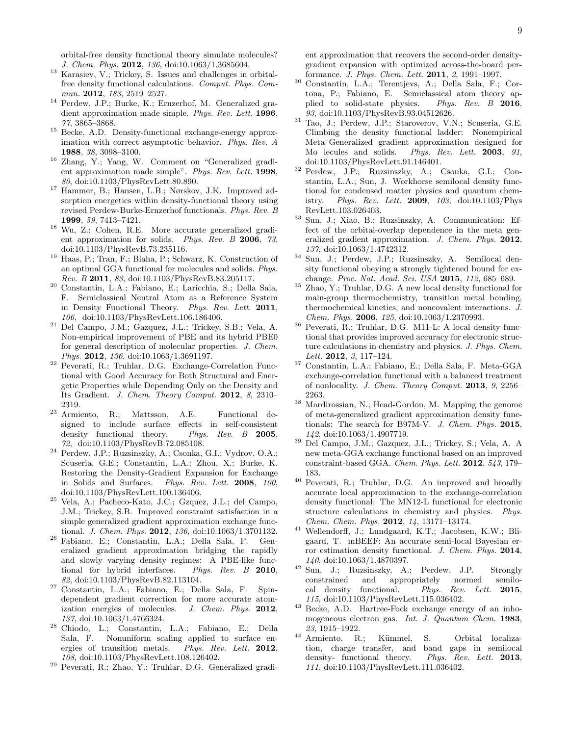orbital-free density functional theory simulate molecules? *J. Chem. Phys.* **2012**, *136*, doi:10.1063/1.3685604.

13 Karasiev, V.; Trickey, S. Issues and challenges in orbital-free density functional calculations. *Comput. Phys. Commun.* **2012**, *183*, 2519–2527.

14 Perdew, J.P.; Burke, K.; Ernzerhof, M. Generalized gradient approximation made simple. *Phys. Rev. Lett.* **1996**, *77*, 3865–3868.

15 Becke, A.D. Density-functional exchange-energy approximation with correct asymptotic behavior. *Phys. Rev. A* **1988**, *38*, 3098–3100.

16 Zhang, Y.; Yang, W. Comment on "Generalized gradient approximation made simple". *Phys. Rev. Lett.* **1998**, *80*, doi:10.1103/PhysRevLett.80.890.

17 Hammer, B.; Hansen, L.B.; Nørskov, J.K. Improved adsorption energetics within density-functional theory using revised Perdew-Burke-Ernzerhof functionals. *Phys. Rev. B* **1999**, *59*, 7413–7421.

18 Wu, Z.; Cohen, R.E. More accurate generalized gradient approximation for solids. *Phys. Rev. B* **2006**, *73*, doi:10.1103/PhysRevB.73.235116.

19 Haas, P.; Tran, F.; Blaha, P.; Schwarz, K. Construction of an optimal GGA functional for molecules and solids. *Phys. Rev. B* **2011**, *83*, doi:10.1103/PhysRevB.83.205117.

20 Constantin, L.A.; Fabiano, E.; Laricchia, S.; Della Sala, F. Semiclassical Neutral Atom as a Reference System in Density Functional Theory. *Phys. Rev. Lett.* **2011**, *106*, doi:10.1103/PhysRevLett.106.186406.

21 Del Campo, J.M.; Gazquez, J.L.; Trickey, S.B.; Vela, A. Non-empirical improvement of PBE and its hybrid PBE0 for general description of molecular properties. *J. Chem. Phys.* **2012**, *136*, doi:10.1063/1.3691197.

22 Peverati, R.; Truhlar, D.G. Exchange-Correlation Functional with Good Accuracy for Both Structural and Energetic Properties while Depending Only on the Density and Its Gradient. *J. Chem. Theory Comput.* **2012**, *8*, 2310–2319.

23 Armiento, R.; Mattsson, A.E. Functional designed to include surface effects in self-consistent density functional theory. *Phys. Rev. B* **2005**, *72*, doi:10.1103/PhysRevB.72.085108.

24 Perdew, J.P.; Ruzsinszky, A.; Csonka, G.I.; Vydrov, O.A.; Scuseria, G.E.; Constantin, L.A.; Zhou, X.; Burke, K. Restoring the Density-Gradient Expansion for Exchange in Solids and Surfaces. *Phys. Rev. Lett.* **2008**, *100*, doi:10.1103/PhysRevLett.100.136406.

25 Vela, A.; Pacheco-Kato, J.C.; Gzquez, J.L.; del Campo, J.M.; Trickey, S.B. Improved constraint satisfaction in a simple generalized gradient approximation exchange functional. *J. Chem. Phys.* **2012**, *136*, doi:10.1063/1.3701132.

26 Fabiano, E.; Constantin, L.A.; Della Sala, F. Generalized gradient approximation bridging the rapidly and slowly varying density regimes: A PBE-like functional for hybrid interfaces. *Phys. Rev. B* **2010**, *82*, doi:10.1103/PhysRevB.82.113104.

27 Constantin, L.A.; Fabiano, E.; Della Sala, F. Spin-dependent gradient correction for more accurate atomization energies of molecules. *J. Chem. Phys.* **2012**, *137*, doi:10.1063/1.4766324.

28 Chiodo, L.; Constantin, L.A.; Fabiano, E.; Della Sala, F. Nonuniform scaling applied to surface energies of transition metals. *Phys. Rev. Lett.* **2012**, *108*, doi:10.1103/PhysRevLett.108.126402.

29 Peverati, R.; Zhao, Y.; Truhlar, D.G. Generalized gradient approximation that recovers the second-order density-gradient expansion with optimized across-the-board performance. *J. Phys. Chem. Lett.* **2011**, *2*, 1991–1997.

30 Constantin, L.A.; Terentjevs, A.; Della Sala, F.; Cortona, P.; Fabiano, E. Semiclassical atom theory applied to solid-state physics. *Phys. Rev. B* **2016**, *93*, doi:10.1103/PhysRevB.93.04512626.

31 Tao, J.; Perdew, J.P.; Staroverov, V.N.; Scuseria, G.E. Climbing the density functional ladder: Nonempirical Meta˘Generalized gradient approximation designed for Mo lecules and solids. *Phys. Rev. Lett.* **2003**, *91*, doi:10.1103/PhysRevLett.91.146401.

32 Perdew, J.P.; Ruzsinszky, A.; Csonka, G.I.; Constantin, L.A.; Sun, J. Workhorse semilocal density functional for condensed matter physics and quantum chemistry. *Phys. Rev. Lett.* **2009**, *103*, doi:10.1103/PhysRevLett.103.026403.

33 Sun, J.; Xiao, B.; Ruzsinszky, A. Communication: Effect of the orbital-overlap dependence in the meta generalized gradient approximation. *J. Chem. Phys.* **2012**, *137*, doi:10.1063/1.4742312.

34 Sun, J.; Perdew, J.P.; Ruzsinszky, A. Semilocal density functional obeying a strongly tightened bound for exchange. *Proc. Nat. Acad. Sci. USA* **2015**, *112*, 685–689.

35 Zhao, Y.; Truhlar, D.G. A new local density functional for main-group thermochemistry, transition metal bonding, thermochemical kinetics, and noncovalent interactions. *J. Chem. Phys.* **2006**, *125*, doi:10.1063/1.2370993.

36 Peverati, R.; Truhlar, D.G. M11-L: A local density functional that provides improved accuracy for electronic structure calculations in chemistry and physics. *J. Phys. Chem. Lett.* **2012**, *3*, 117–124.

37 Constantin, L.A.; Fabiano, E.; Della Sala, F. Meta-GGA exchange-correlation functional with a balanced treatment of nonlocality. *J. Chem. Theory Comput.* **2013**, *9*, 2256–2263.

38 Mardirossian, N.; Head-Gordon, M. Mapping the genome of meta-generalized gradient approximation density functionals: The search for B97M-V. *J. Chem. Phys.* **2015**, *142*, doi:10.1063/1.4907719.

39 Del Campo, J.M.; Gazquez, J.L.; Trickey, S.; Vela, A. A new meta-GGA exchange functional based on an improved constraint-based GGA. *Chem. Phys. Lett.* **2012**, *543*, 179–183.

40 Peverati, R.; Truhlar, D.G. An improved and broadly accurate local approximation to the exchange-correlation density functional: The MN12-L functional for electronic structure calculations in chemistry and physics. *Phys. Chem. Chem. Phys.* **2012**, *14*, 13171–13174.

41 Wellendorff, J.; Lundgaard, K.T.; Jacobsen, K.W.; Bligaard, T. mBEEF: An accurate semi-local Bayesian error estimation density functional. *J. Chem. Phys.* **2014**, *140*, doi:10.1063/1.4870397.

42 Sun, J.; Ruzsinszky, A.; Perdew, J.P. Strongly constrained and appropriately normed semilocal density functional. *Phys. Rev. Lett.* **2015**, *115*, doi:10.1103/PhysRevLett.115.036402.

43 Becke, A.D. Hartree-Fock exchange energy of an inhomogeneous electron gas. *Int. J. Quantum Chem.* **1983**, *23*, 1915–1922.

44 Armiento, R.; Kümmel, S. Orbital localization, charge transfer, and band gaps in semilocal density- functional theory. *Phys. Rev. Lett.* **2013**, *111*, doi:10.1103/PhysRevLett.111.036402.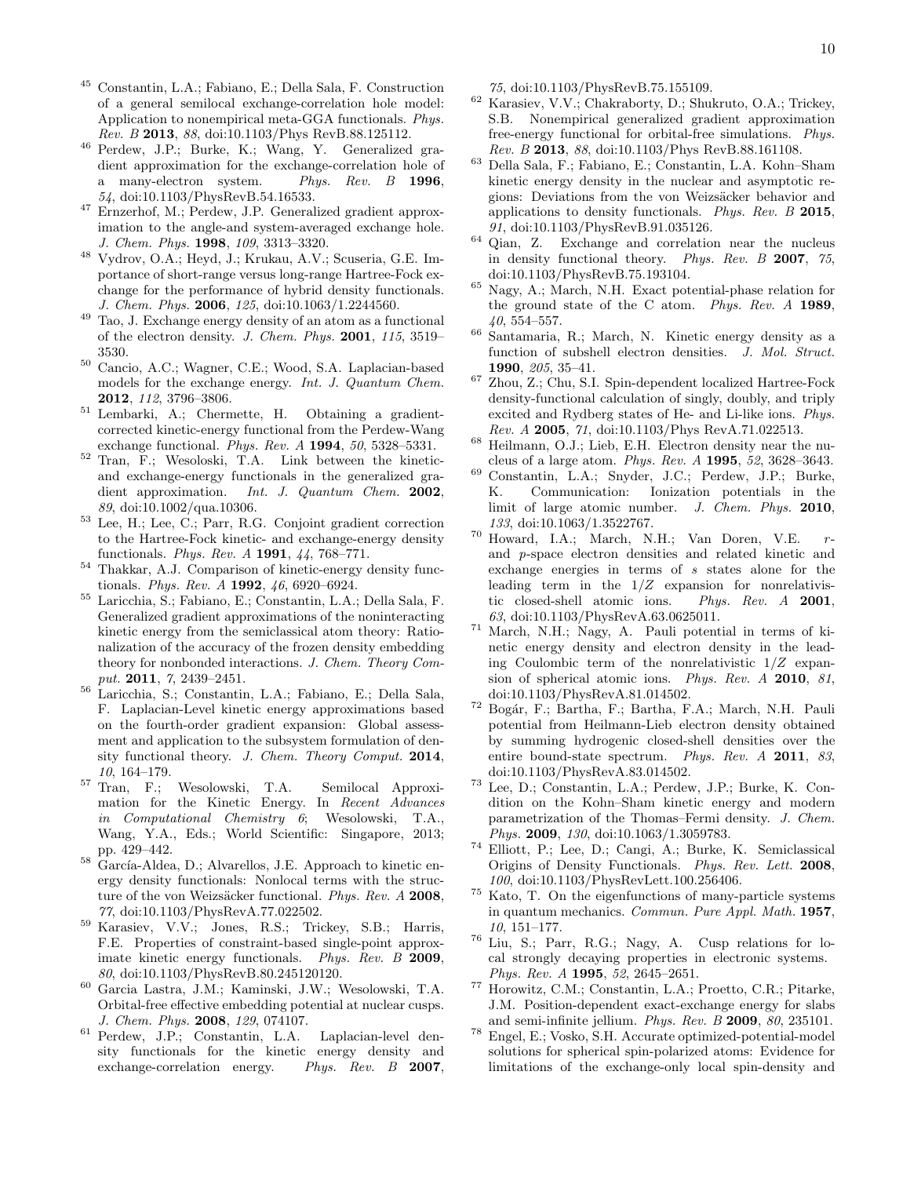45 Constantin, L.A.; Fabiano, E.; Della Sala, F. Construction of a general semilocal exchange-correlation hole model: Application to nonempirical meta-GGA functionals. *Phys. Rev. B* **2013**, *88*, doi:10.1103/Phys RevB.88.125112.

46 Perdew, J.P.; Burke, K.; Wang, Y. Generalized gradient approximation for the exchange-correlation hole of a many-electron system. *Phys. Rev. B* **1996**, *54*, doi:10.1103/PhysRevB.54.16533.

47 Ernzerhof, M.; Perdew, J.P. Generalized gradient approximation to the angle-and system-averaged exchange hole. *J. Chem. Phys.* **1998**, *109*, 3313–3320.

48 Vydrov, O.A.; Heyd, J.; Krukau, A.V.; Scuseria, G.E. Importance of short-range versus long-range Hartree-Fock exchange for the performance of hybrid density functionals. *J. Chem. Phys.* **2006**, *125*, doi:10.1063/1.2244560.

49 Tao, J. Exchange energy density of an atom as a functional of the electron density. *J. Chem. Phys.* **2001**, *115*, 3519–3530.

50 Cancio, A.C.; Wagner, C.E.; Wood, S.A. Laplacian-based models for the exchange energy. *Int. J. Quantum Chem.* **2012**, *112*, 3796–3806.

51 Lembarki, A.; Chermette, H. Obtaining a gradient-corrected kinetic-energy functional from the Perdew-Wang exchange functional. *Phys. Rev. A* **1994**, *50*, 5328–5331.

52 Tran, F.; Wesoloski, T.A. Link between the kinetic- and exchange-energy functionals in the generalized gradient approximation. *Int. J. Quantum Chem.* **2002**, *89*, doi:10.1002/qua.10306.

53 Lee, H.; Lee, C.; Parr, R.G. Conjoint gradient correction to the Hartree-Fock kinetic- and exchange-energy density functionals. *Phys. Rev. A* **1991**, *44*, 768–771.

54 Thakkar, A.J. Comparison of kinetic-energy density functionals. *Phys. Rev. A* **1992**, *46*, 6920–6924.

55 Laricchia, S.; Fabiano, E.; Constantin, L.A.; Della Sala, F. Generalized gradient approximations of the noninteracting kinetic energy from the semiclassical atom theory: Rationalization of the accuracy of the frozen density embedding theory for nonbonded interactions. *J. Chem. Theory Comput.* **2011**, *7*, 2439–2451.

56 Laricchia, S.; Constantin, L.A.; Fabiano, E.; Della Sala, F. Laplacian-Level kinetic energy approximations based on the fourth-order gradient expansion: Global assessment and application to the subsystem formulation of density functional theory. *J. Chem. Theory Comput.* **2014**, *10*, 164–179.

57 Tran, F.; Wesolowski, T.A. Semilocal Approximation for the Kinetic Energy. In *Recent Advances in Computational Chemistry 6*; Wesolowski, T.A., Wang, Y.A., Eds.; World Scientific: Singapore, 2013; pp. 429–442.

58 García-Aldea, D.; Alvarellos, J.E. Approach to kinetic energy density functionals: Nonlocal terms with the structure of the von Weizsäcker functional. *Phys. Rev. A* **2008**, *77*, doi:10.1103/PhysRevA.77.022502.

59 Karasiev, V.V.; Jones, R.S.; Trickey, S.B.; Harris, F.E. Properties of constraint-based single-point approximate kinetic energy functionals. *Phys. Rev. B* **2009**, *80*, doi:10.1103/PhysRevB.80.245120120.

60 Garcia Lastra, J.M.; Kaminski, J.W.; Wesolowski, T.A. Orbital-free effective embedding potential at nuclear cusps. *J. Chem. Phys.* **2008**, *129*, 074107.

61 Perdew, J.P.; Constantin, L.A. Laplacian-level density functionals for the kinetic energy density and exchange-correlation energy. *Phys. Rev. B* **2007**, *75*, doi:10.1103/PhysRevB.75.155109.

62 Karasiev, V.V.; Chakraborty, D.; Shukruto, O.A.; Trickey, S.B. Nonempirical generalized gradient approximation free-energy functional for orbital-free simulations. *Phys. Rev. B* **2013**, *88*, doi:10.1103/Phys RevB.88.161108.

63 Della Sala, F.; Fabiano, E.; Constantin, L.A. Kohn–Sham kinetic energy density in the nuclear and asymptotic regions: Deviations from the von Weizsäcker behavior and applications to density functionals. *Phys. Rev. B* **2015**, *91*, doi:10.1103/PhysRevB.91.035126.

64 Qian, Z. Exchange and correlation near the nucleus in density functional theory. *Phys. Rev. B* **2007**, *75*, doi:10.1103/PhysRevB.75.193104.

65 Nagy, A.; March, N.H. Exact potential-phase relation for the ground state of the C atom. *Phys. Rev. A* **1989**, *40*, 554–557.

66 Santamaria, R.; March, N. Kinetic energy density as a function of subshell electron densities. *J. Mol. Struct.* **1990**, *205*, 35–41.

67 Zhou, Z.; Chu, S.I. Spin-dependent localized Hartree-Fock density-functional calculation of singly, doubly, and triply excited and Rydberg states of He- and Li-like ions. *Phys. Rev. A* **2005**, *71*, doi:10.1103/Phys RevA.71.022513.

68 Heilmann, O.J.; Lieb, E.H. Electron density near the nucleus of a large atom. *Phys. Rev. A* **1995**, *52*, 3628–3643.

69 Constantin, L.A.; Snyder, J.C.; Perdew, J.P.; Burke, K. Communication: Ionization potentials in the limit of large atomic number. *J. Chem. Phys.* **2010**, *133*, doi:10.1063/1.3522767.

70 Howard, I.A.; March, N.H.; Van Doren, V.E. $r$- and $p$-space electron densities and related kinetic and exchange energies in terms of $s$ states alone for the leading term in the $1/Z$ expansion for nonrelativistic closed-shell atomic ions. *Phys. Rev. A* **2001**, *63*, doi:10.1103/PhysRevA.63.0625011.

71 March, N.H.; Nagy, A. Pauli potential in terms of kinetic energy density and electron density in the leading Coulombic term of the nonrelativistic $1/Z$ expansion of spherical atomic ions. *Phys. Rev. A* **2010**, *81*, doi:10.1103/PhysRevA.81.014502.

72 Bogár, F.; Bartha, F.; Bartha, F.A.; March, N.H. Pauli potential from Heilmann-Lieb electron density obtained by summing hydrogenic closed-shell densities over the entire bound-state spectrum. *Phys. Rev. A* **2011**, *83*, doi:10.1103/PhysRevA.83.014502.

73 Lee, D.; Constantin, L.A.; Perdew, J.P.; Burke, K. Condition on the Kohn–Sham kinetic energy and modern parametrization of the Thomas–Fermi density. *J. Chem. Phys.* **2009**, *130*, doi:10.1063/1.3059783.

74 Elliott, P.; Lee, D.; Cangi, A.; Burke, K. Semiclassical Origins of Density Functionals. *Phys. Rev. Lett.* **2008**, *100*, doi:10.1103/PhysRevLett.100.256406.

75 Kato, T. On the eigenfunctions of many-particle systems in quantum mechanics. *Commun. Pure Appl. Math.* **1957**, *10*, 151–177.

76 Liu, S.; Parr, R.G.; Nagy, A. Cusp relations for local strongly decaying properties in electronic systems. *Phys. Rev. A* **1995**, *52*, 2645–2651.

77 Horowitz, C.M.; Constantin, L.A.; Proetto, C.R.; Pitarke, J.M. Position-dependent exact-exchange energy for slabs and semi-infinite jellium. *Phys. Rev. B* **2009**, *80*, 235101.

78 Engel, E.; Vosko, S.H. Accurate optimized-potential-model solutions for spherical spin-polarized atoms: Evidence for limitations of the exchange-only local spin-density and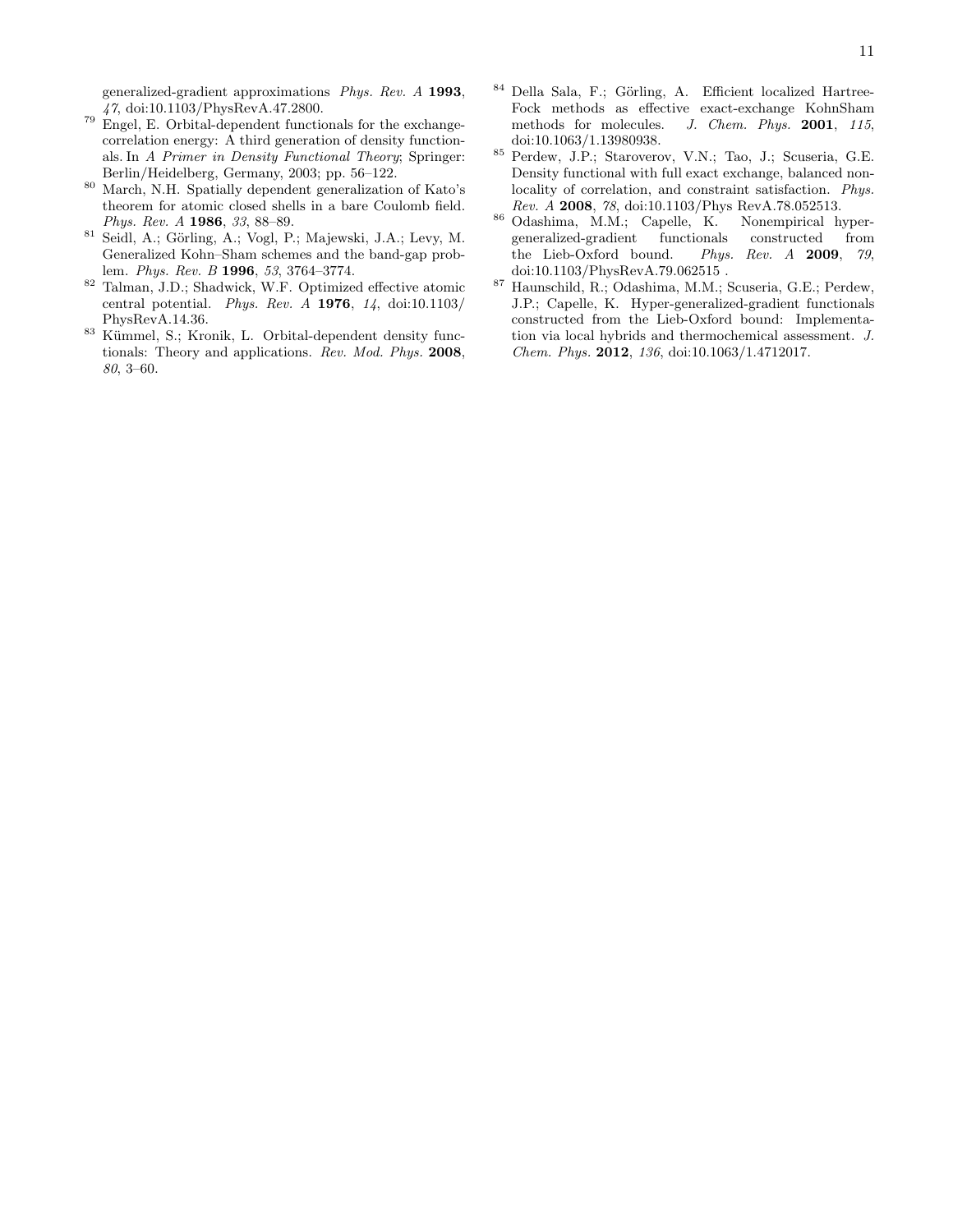generalized-gradient approximations *Phys. Rev. A* **1993**, *47*, doi:10.1103/PhysRevA.47.2800.

[79] Engel, E. Orbital-dependent functionals for the exchange-correlation energy: A third generation of density functionals. In *A Primer in Density Functional Theory*; Springer: Berlin/Heidelberg, Germany, 2003; pp. 56–122.

[80] March, N.H. Spatially dependent generalization of Kato's theorem for atomic closed shells in a bare Coulomb field. *Phys. Rev. A* **1986**, *33*, 88–89.

[81] Seidl, A.; Görling, A.; Vogl, P.; Majewski, J.A.; Levy, M. Generalized Kohn–Sham schemes and the band-gap problem. *Phys. Rev. B* **1996**, *53*, 3764–3774.

[82] Talman, J.D.; Shadwick, W.F. Optimized effective atomic central potential. *Phys. Rev. A* **1976**, *14*, doi:10.1103/PhysRevA.14.36.

[83] Kümmel, S.; Kronik, L. Orbital-dependent density functionals: Theory and applications. *Rev. Mod. Phys.* **2008**, *80*, 3–60.

[84] Della Sala, F.; Görling, A. Efficient localized Hartree-Fock methods as effective exact-exchange KohnSham methods for molecules. *J. Chem. Phys.* **2001**, *115*, doi:10.1063/1.13980938.

[85] Perdew, J.P.; Staroverov, V.N.; Tao, J.; Scuseria, G.E. Density functional with full exact exchange, balanced nonlocality of correlation, and constraint satisfaction. *Phys. Rev. A* **2008**, *78*, doi:10.1103/Phys RevA.78.052513.

[86] Odashima, M.M.; Capelle, K. Nonempirical hyper-generalized-gradient functionals constructed from the Lieb-Oxford bound. *Phys. Rev. A* **2009**, *79*, doi:10.1103/PhysRevA.79.062515 .

[87] Haunschild, R.; Odashima, M.M.; Scuseria, G.E.; Perdew, J.P.; Capelle, K. Hyper-generalized-gradient functionals constructed from the Lieb-Oxford bound: Implementation via local hybrids and thermochemical assessment. *J. Chem. Phys.* **2012**, *136*, doi:10.1063/1.4712017.